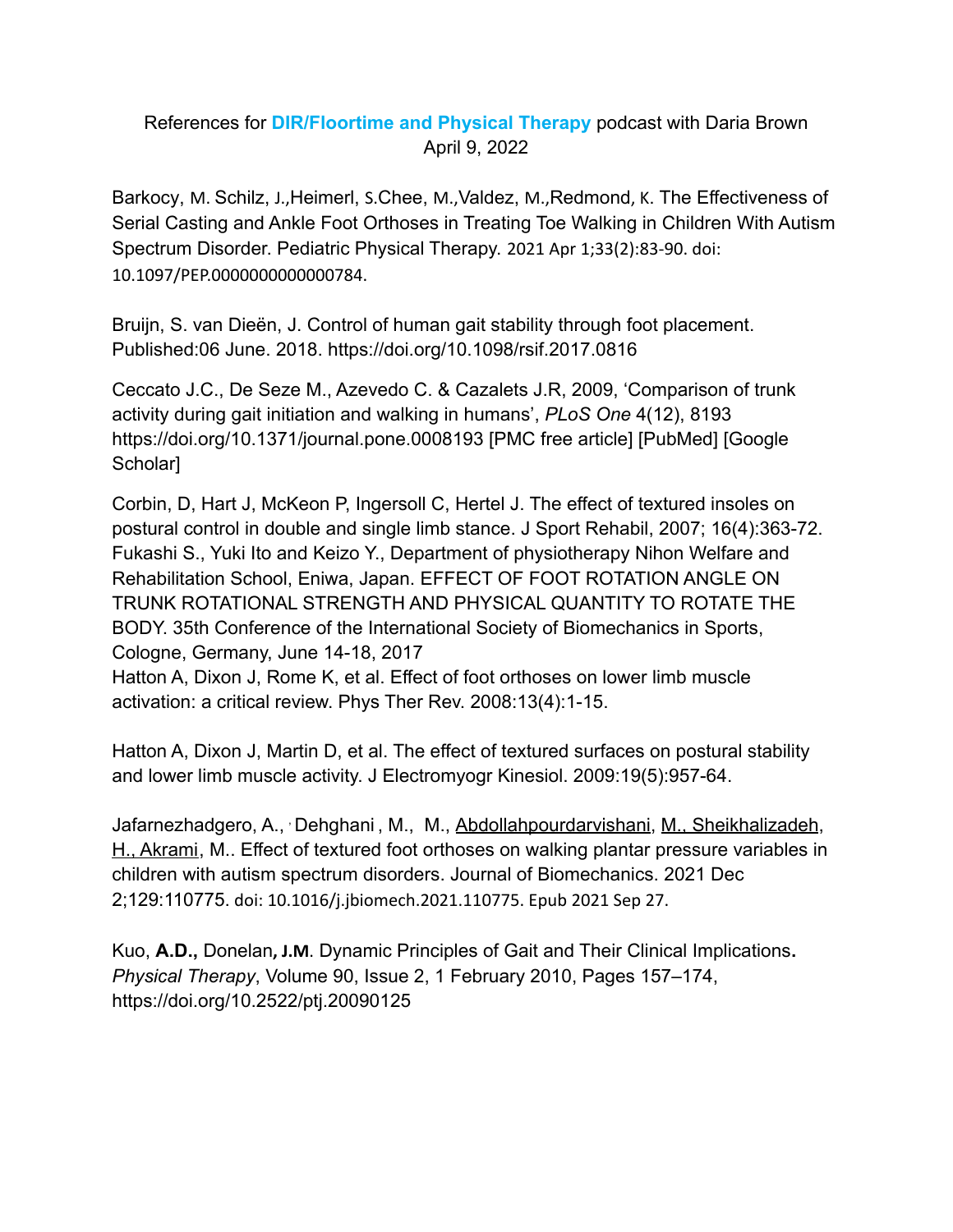References for **DIR/Floortime and Physical Therapy** podcast with Daria Brown
April 9, 2022

Barkocy, M. Schilz, J.,Heimerl, S.Chee, M.,Valdez, M.,Redmond, K. The Effectiveness of Serial Casting and Ankle Foot Orthoses in Treating Toe Walking in Children With Autism Spectrum Disorder. Pediatric Physical Therapy. 2021 Apr 1;33(2):83-90. doi: 10.1097/PEP.0000000000000784.

Bruijn, S. van Dieën, J. Control of human gait stability through foot placement. Published:06 June. 2018. https://doi.org/10.1098/rsif.2017.0816

Ceccato J.C., De Seze M., Azevedo C. & Cazalets J.R, 2009, 'Comparison of trunk activity during gait initiation and walking in humans', *PLoS One* 4(12), 8193 https://doi.org/10.1371/journal.pone.0008193 [PMC free article] [PubMed] [Google Scholar]

Corbin, D, Hart J, McKeon P, Ingersoll C, Hertel J. The effect of textured insoles on postural control in double and single limb stance. J Sport Rehabil, 2007; 16(4):363-72.
Fukashi S., Yuki Ito and Keizo Y., Department of physiotherapy Nihon Welfare and Rehabilitation School, Eniwa, Japan. EFFECT OF FOOT ROTATION ANGLE ON TRUNK ROTATIONAL STRENGTH AND PHYSICAL QUANTITY TO ROTATE THE BODY. 35th Conference of the International Society of Biomechanics in Sports, Cologne, Germany, June 14-18, 2017
Hatton A, Dixon J, Rome K, et al. Effect of foot orthoses on lower limb muscle activation: a critical review. Phys Ther Rev. 2008:13(4):1-15.

Hatton A, Dixon J, Martin D, et al. The effect of textured surfaces on postural stability and lower limb muscle activity. J Electromyogr Kinesiol. 2009:19(5):957-64.

Jafarnezhadgero, A., Dehghani, M., M., Abdollahpourdarvishani, M., Sheikhalizadeh, H., Akrami, M.. Effect of textured foot orthoses on walking plantar pressure variables in children with autism spectrum disorders. Journal of Biomechanics. 2021 Dec 2;129:110775. doi: 10.1016/j.jbiomech.2021.110775. Epub 2021 Sep 27.

Kuo, **A.D.,** Donelan**, J.M**. Dynamic Principles of Gait and Their Clinical Implications**.** *Physical Therapy*, Volume 90, Issue 2, 1 February 2010, Pages 157–174, https://doi.org/10.2522/ptj.20090125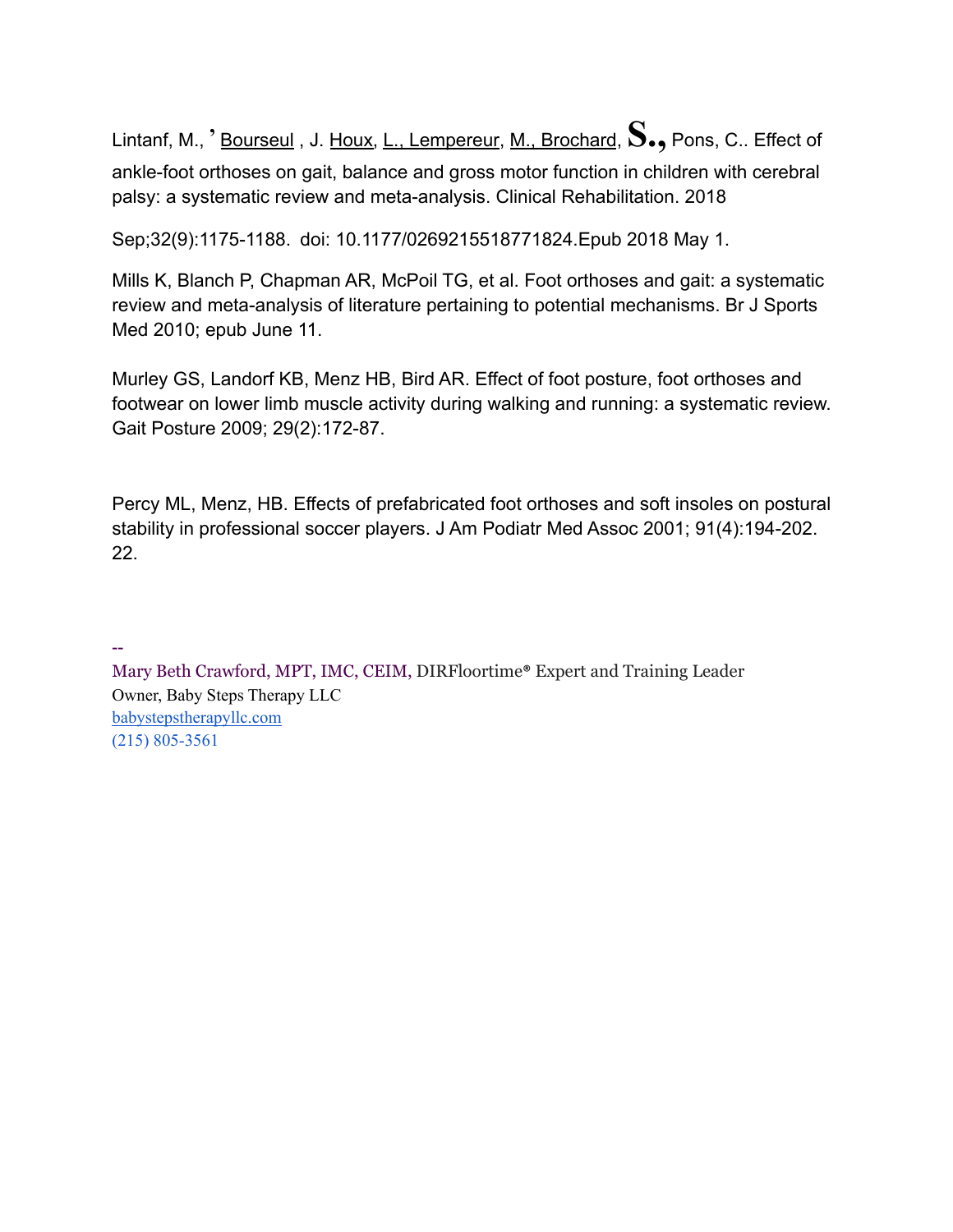Lintanf, M., ' Bourseul , J. Houx, L., Lempereur, M., Brochard, **S.,** Pons, C.. Effect of ankle-foot orthoses on gait, balance and gross motor function in children with cerebral palsy: a systematic review and meta-analysis. Clinical Rehabilitation. 2018

Sep;32(9):1175-1188. doi: 10.1177/0269215518771824.Epub 2018 May 1.

Mills K, Blanch P, Chapman AR, McPoil TG, et al. Foot orthoses and gait: a systematic review and meta-analysis of literature pertaining to potential mechanisms. Br J Sports Med 2010; epub June 11.

Murley GS, Landorf KB, Menz HB, Bird AR. Effect of foot posture, foot orthoses and footwear on lower limb muscle activity during walking and running: a systematic review. Gait Posture 2009; 29(2):172-87.

Percy ML, Menz, HB. Effects of prefabricated foot orthoses and soft insoles on postural stability in professional soccer players. J Am Podiatr Med Assoc 2001; 91(4):194-202. 22.

--

Mary Beth Crawford, MPT, IMC, CEIM, DIRFloortime® Expert and Training Leader
Owner, Baby Steps Therapy LLC
babystepstherapyllc.com
(215) 805-3561